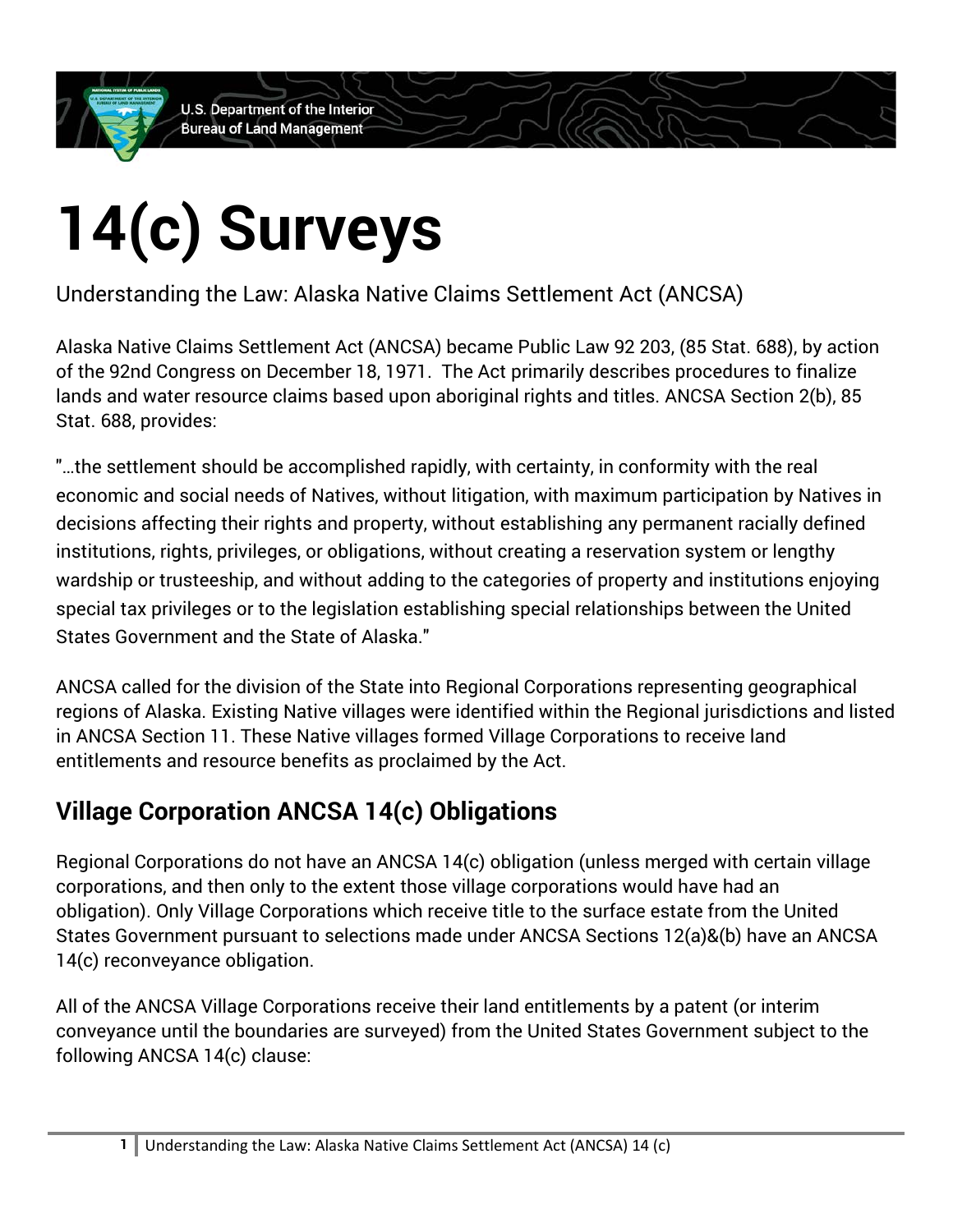# 14(c) Surveys

Understanding the Law: Alaska Native Claims Settlement Act (ANCSA)

Alaska Native Claims Settlement Act (ANCSA) became Public Law 92 203, (85 Stat. 688), by action of the 92nd Congress on December 18, 1971. The Act primarily describes procedures to finalize lands and water resource claims based upon aboriginal rights and titles. ANCSA Section 2(b), 85 Stat. 688, provides:

"…the settlement should be accomplished rapidly, with certainty, in conformity with the real economic and social needs of Natives, without litigation, with maximum participation by Natives in decisions affecting their rights and property, without establishing any permanent racially defined institutions, rights, privileges, or obligations, without creating a reservation system or lengthy wardship or trusteeship, and without adding to the categories of property and institutions enjoying special tax privileges or to the legislation establishing special relationships between the United States Government and the State of Alaska."

ANCSA called for the division of the State into Regional Corporations representing geographical regions of Alaska. Existing Native villages were identified within the Regional jurisdictions and listed in ANCSA Section 11. These Native villages formed Village Corporations to receive land entitlements and resource benefits as proclaimed by the Act.

## Village Corporation ANCSA 14(c) Obligations

Regional Corporations do not have an ANCSA 14(c) obligation (unless merged with certain village corporations, and then only to the extent those village corporations would have had an obligation). Only Village Corporations which receive title to the surface estate from the United States Government pursuant to selections made under ANCSA Sections 12(a)&(b) have an ANCSA 14(c) reconveyance obligation.

All of the ANCSA Village Corporations receive their land entitlements by a patent (or interim conveyance until the boundaries are surveyed) from the United States Government subject to the following ANCSA 14(c) clause: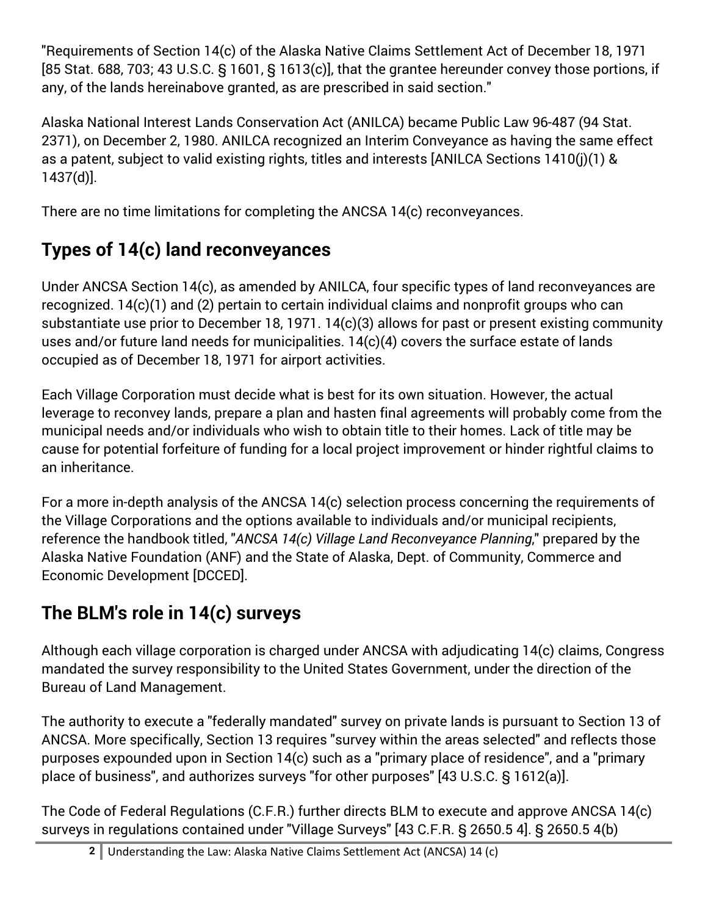"Requirements of Section 14(c) of the Alaska Native Claims Settlement Act of December 18, 1971 [85 Stat. 688, 703; 43 U.S.C. § 1601, § 1613(c)], that the grantee hereunder convey those portions, if any, of the lands hereinabove granted, as are prescribed in said section."

Alaska National Interest Lands Conservation Act (ANILCA) became Public Law 96-487 (94 Stat. 2371), on December 2, 1980. ANILCA recognized an Interim Conveyance as having the same effect as a patent, subject to valid existing rights, titles and interests [ANILCA Sections 1410(j)(1) & 1437(d)].

There are no time limitations for completing the ANCSA 14(c) reconveyances.

## Types of 14(c) land reconveyances

Under ANCSA Section 14(c), as amended by ANILCA, four specific types of land reconveyances are recognized. 14(c)(1) and (2) pertain to certain individual claims and nonprofit groups who can substantiate use prior to December 18, 1971. 14(c)(3) allows for past or present existing community uses and/or future land needs for municipalities. 14(c)(4) covers the surface estate of lands occupied as of December 18, 1971 for airport activities.

Each Village Corporation must decide what is best for its own situation. However, the actual leverage to reconvey lands, prepare a plan and hasten final agreements will probably come from the municipal needs and/or individuals who wish to obtain title to their homes. Lack of title may be cause for potential forfeiture of funding for a local project improvement or hinder rightful claims to an inheritance.

For a more in-depth analysis of the ANCSA 14(c) selection process concerning the requirements of the Village Corporations and the options available to individuals and/or municipal recipients, reference the handbook titled, "*ANCSA 14(c) Village Land Reconveyance Planning*," prepared by the Alaska Native Foundation (ANF) and the State of Alaska, Dept. of Community, Commerce and Economic Development [DCCED].

## The BLM's role in 14(c) surveys

Although each village corporation is charged under ANCSA with adjudicating 14(c) claims, Congress mandated the survey responsibility to the United States Government, under the direction of the Bureau of Land Management.

The authority to execute a "federally mandated" survey on private lands is pursuant to Section 13 of ANCSA. More specifically, Section 13 requires "survey within the areas selected" and reflects those purposes expounded upon in Section 14(c) such as a "primary place of residence", and a "primary place of business", and authorizes surveys "for other purposes" [43 U.S.C. § 1612(a)].

The Code of Federal Regulations (C.F.R.) further directs BLM to execute and approve ANCSA 14(c) surveys in regulations contained under "Village Surveys" [43 C.F.R. § 2650.5 4]. § 2650.5 4(b)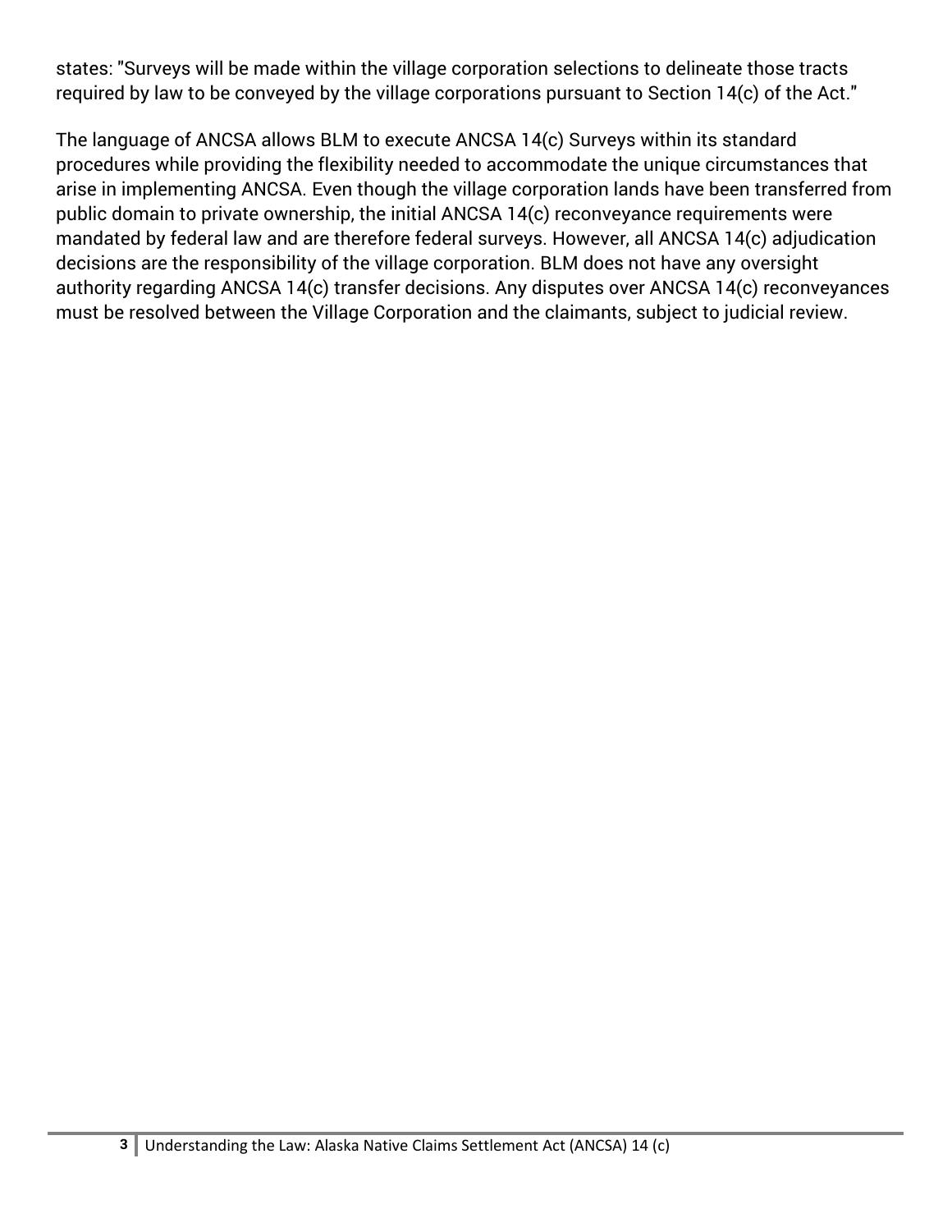states: "Surveys will be made within the village corporation selections to delineate those tracts required by law to be conveyed by the village corporations pursuant to Section 14(c) of the Act."

The language of ANCSA allows BLM to execute ANCSA 14(c) Surveys within its standard procedures while providing the flexibility needed to accommodate the unique circumstances that arise in implementing ANCSA. Even though the village corporation lands have been transferred from public domain to private ownership, the initial ANCSA 14(c) reconveyance requirements were mandated by federal law and are therefore federal surveys. However, all ANCSA 14(c) adjudication decisions are the responsibility of the village corporation. BLM does not have any oversight authority regarding ANCSA 14(c) transfer decisions. Any disputes over ANCSA 14(c) reconveyances must be resolved between the Village Corporation and the claimants, subject to judicial review.